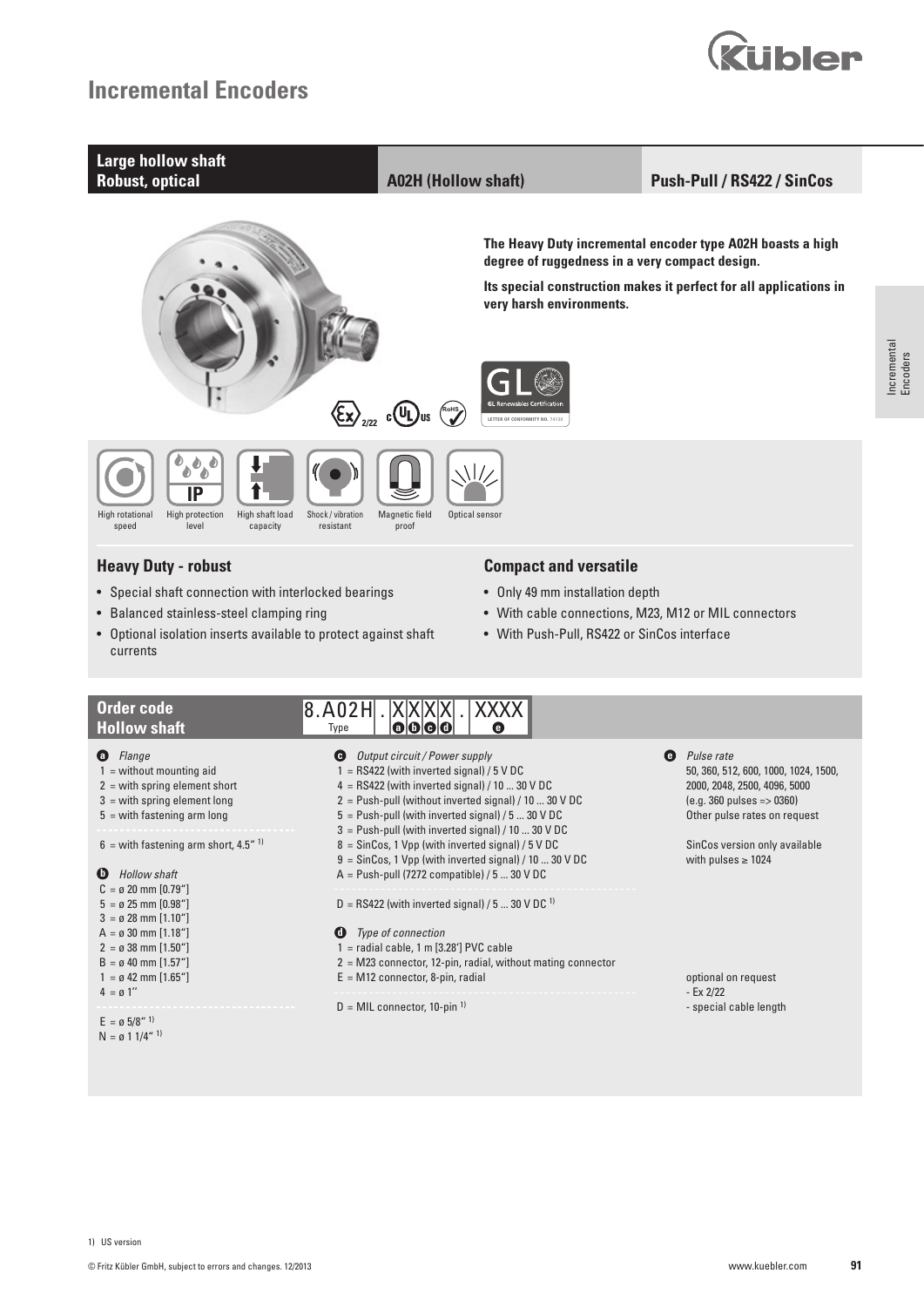# Incremental Encoders

**Large hollow shaft**
**Robust, optical**

**A02H (Hollow shaft)**

**Push-Pull / RS422 / SinCos**

**The Heavy Duty incremental encoder type A02H boasts a high degree of ruggedness in a very compact design.**

**Its special construction makes it perfect for all applications in very harsh environments.**

High rotational speed | High protection level | High shaft load capacity | Shock / vibration resistant | Magnetic field proof | Optical sensor

## Heavy Duty - robust

- Special shaft connection with interlocked bearings
- Balanced stainless-steel clamping ring
- Optional isolation inserts available to protect against shaft currents

## Compact and versatile

- Only 49 mm installation depth
- With cable connections, M23, M12 or MIL connectors
- With Push-Pull, RS422 or SinCos interface

## Order code Hollow shaft

8.A02H . X X X X . XXXX

Type: 8.A02H; a b c d: XXXX; e: XXXX

**a** *Flange*
1 = without mounting aid
2 = with spring element short
3 = with spring element long
5 = with fastening arm long

6 = with fastening arm short, 4.5" [1]

**b** *Hollow shaft*
C = ø 20 mm [0.79"]
5 = ø 25 mm [0.98"]
3 = ø 28 mm [1.10"]
A = ø 30 mm [1.18"]
2 = ø 38 mm [1.50"]
B = ø 40 mm [1.57"]
1 = ø 42 mm [1.65"]
4 = ø 1"

E = ø 5/8" [1]
N = ø 1 1/4" [1]

**c** *Output circuit / Power supply*
1 = RS422 (with inverted signal) / 5 V DC
4 = RS422 (with inverted signal) / 10 ... 30 V DC
2 = Push-pull (without inverted signal) / 10 ... 30 V DC
5 = Push-pull (with inverted signal) / 5 ... 30 V DC
3 = Push-pull (with inverted signal) / 10 ... 30 V DC
8 = SinCos, 1 Vpp (with inverted signal) / 5 V DC
9 = SinCos, 1 Vpp (with inverted signal) / 10 ... 30 V DC
A = Push-pull (7272 compatible) / 5 ... 30 V DC

D = RS422 (with inverted signal) / 5 ... 30 V DC [1]

**d** *Type of connection*
1 = radial cable, 1 m [3.28'] PVC cable
2 = M23 connector, 12-pin, radial, without mating connector
E = M12 connector, 8-pin, radial

D = MIL connector, 10-pin [1]

**e** *Pulse rate*
50, 360, 512, 600, 1000, 1024, 1500, 2000, 2048, 2500, 4096, 5000
(e.g. 360 pulses => 0360)
Other pulse rates on request

SinCos version only available with pulses ≥ 1024

optional on request
- Ex 2/22
- special cable length

1) US version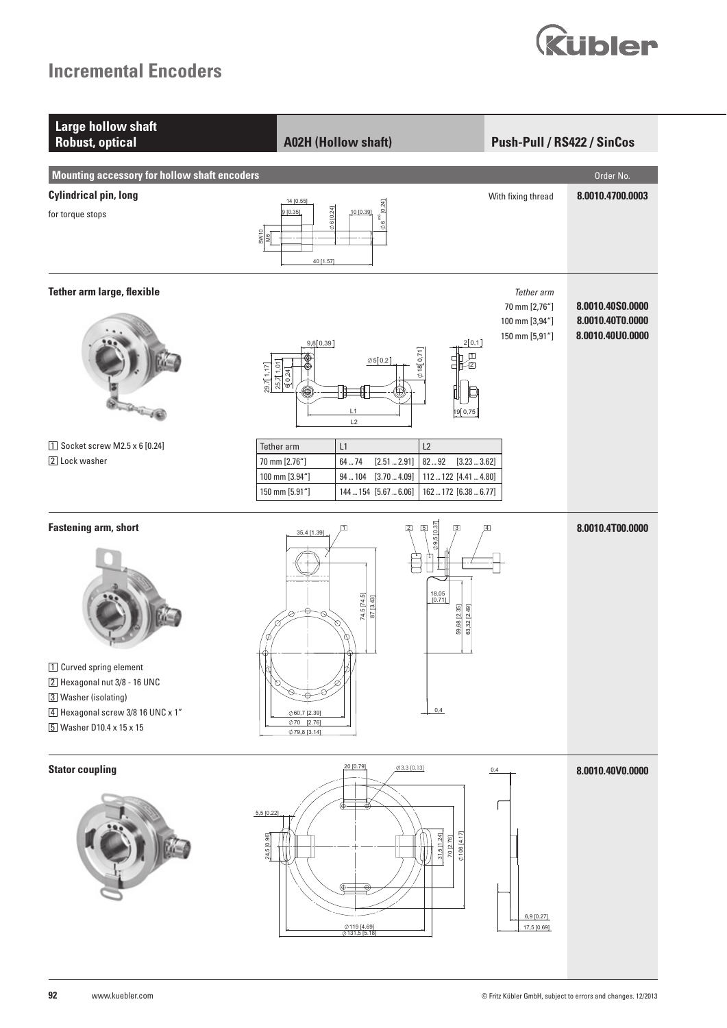## Large hollow shaft Robust, optical | A02H (Hollow shaft) | Push-Pull / RS422 / SinCos

### Mounting accessory for hollow shaft encoders

| Mounting accessory for hollow shaft encoders | | Order No. |
|---|---|---|
| **Cylindrical pin, long** for torque stops | With fixing thread | **8.0010.4700.0003** |

### Tether arm large, flexible

| Tether arm | Order No. |
|---|---|
| 70 mm [2,76"] | **8.0010.40S0.0000** |
| 100 mm [3,94"] | **8.0010.40T0.0000** |
| 150 mm [5,91"] | **8.0010.40U0.0000** |

1. Socket screw M2.5 x 6 [0.24]
2. Lock washer

| Tether arm | L1 | L2 |
|---|---|---|
| 70 mm [2.76"] | 64 ... 74 [2.51 ... 2.91] | 82 ... 92 [3.23 ... 3.62] |
| 100 mm [3.94"] | 94 ... 104 [3.70 ... 4.09] | 112 ... 122 [4.41 ... 4.80] |
| 150 mm [5.91"] | 144 ... 154 [5.67 ... 6.06] | 162 ... 172 [6.38 ... 6.77] |

### Fastening arm, short

**8.0010.4T00.0000**

1. Curved spring element
2. Hexagonal nut 3/8 - 16 UNC
3. Washer (isolating)
4. Hexagonal screw 3/8 16 UNC x 1"
5. Washer D10.4 x 15 x 15

### Stator coupling

**8.0010.40V0.0000**

© Fritz Kübler GmbH, subject to errors and changes. 12/2013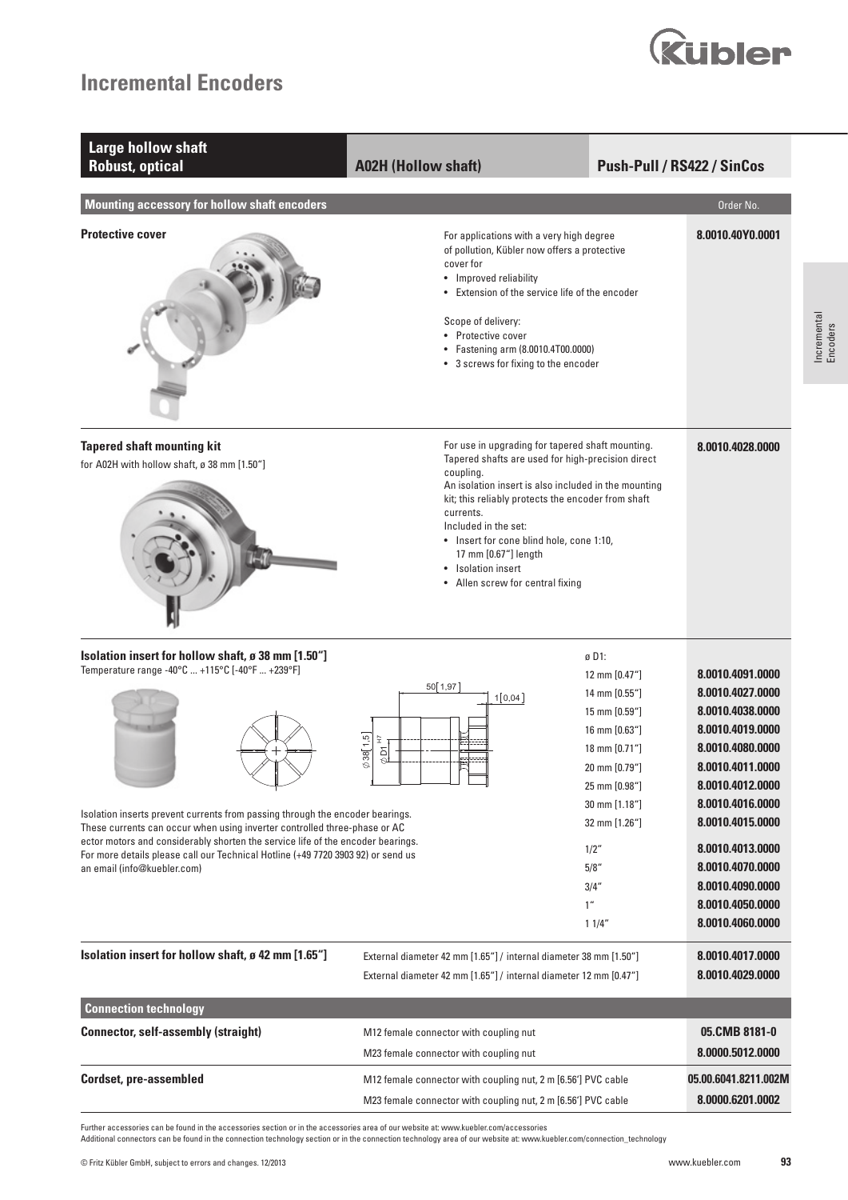# Incremental Encoders

| Large hollow shaft Robust, optical | A02H (Hollow shaft) | Push-Pull / RS422 / SinCos |
|---|---|---|

## Mounting accessory for hollow shaft encoders

| | | Order No. |
|---|---|---|
| **Protective cover** | For applications with a very high degree of pollution, Kübler now offers a protective cover for<br>• Improved reliability<br>• Extension of the service life of the encoder<br><br>Scope of delivery:<br>• Protective cover<br>• Fastening arm (8.0010.4T00.0000)<br>• 3 screws for fixing to the encoder | **8.0010.40Y0.0001** |
| **Tapered shaft mounting kit**<br>for A02H with hollow shaft, ø 38 mm [1.50"] | For use in upgrading for tapered shaft mounting. Tapered shafts are used for high-precision direct coupling.<br>An isolation insert is also included in the mounting kit; this reliably protects the encoder from shaft currents.<br>Included in the set:<br>• Insert for cone blind hole, cone 1:10, 17 mm [0.67"] length<br>• Isolation insert<br>• Allen screw for central fixing | **8.0010.4028.0000** |

### Isolation insert for hollow shaft, ø 38 mm [1.50"]

Temperature range -40°C ... +115°C [-40°F ... +239°F]

50 [1,97] — 1 [0,04] — Ø38 [1,5] — ØD1 H7

Isolation inserts prevent currents from passing through the encoder bearings. These currents can occur when using inverter controlled three-phase or AC ector motors and considerably shorten the service life of the encoder bearings. For more details please call our Technical Hotline (+49 7720 3903 92) or send us an email (info@kuebler.com)

| ø D1: | Order No. |
|---|---|
| 12 mm [0.47"] | **8.0010.4091.0000** |
| 14 mm [0.55"] | **8.0010.4027.0000** |
| 15 mm [0.59"] | **8.0010.4038.0000** |
| 16 mm [0.63"] | **8.0010.4019.0000** |
| 18 mm [0.71"] | **8.0010.4080.0000** |
| 20 mm [0.79"] | **8.0010.4011.0000** |
| 25 mm [0.98"] | **8.0010.4012.0000** |
| 30 mm [1.18"] | **8.0010.4016.0000** |
| 32 mm [1.26"] | **8.0010.4015.0000** |
| 1/2" | **8.0010.4013.0000** |
| 5/8" | **8.0010.4070.0000** |
| 3/4" | **8.0010.4090.0000** |
| 1" | **8.0010.4050.0000** |
| 1 1/4" | **8.0010.4060.0000** |

| | | |
|---|---|---|
| **Isolation insert for hollow shaft, ø 42 mm [1.65"]** | External diameter 42 mm [1.65"] / internal diameter 38 mm [1.50"] | **8.0010.4017.0000** |
| | External diameter 42 mm [1.65"] / internal diameter 12 mm [0.47"] | **8.0010.4029.0000** |

## Connection technology

| | | |
|---|---|---|
| **Connector, self-assembly (straight)** | M12 female connector with coupling nut | **05.CMB 8181-0** |
| | M23 female connector with coupling nut | **8.0000.5012.0000** |
| **Cordset, pre-assembled** | M12 female connector with coupling nut, 2 m [6.56'] PVC cable | **05.00.6041.8211.002M** |
| | M23 female connector with coupling nut, 2 m [6.56'] PVC cable | **8.0000.6201.0002** |

Further accessories can be found in the accessories section or in the accessories area of our website at: www.kuebler.com/accessories
Additional connectors can be found in the connection technology section or in the connection technology area of our website at: www.kuebler.com/connection_technology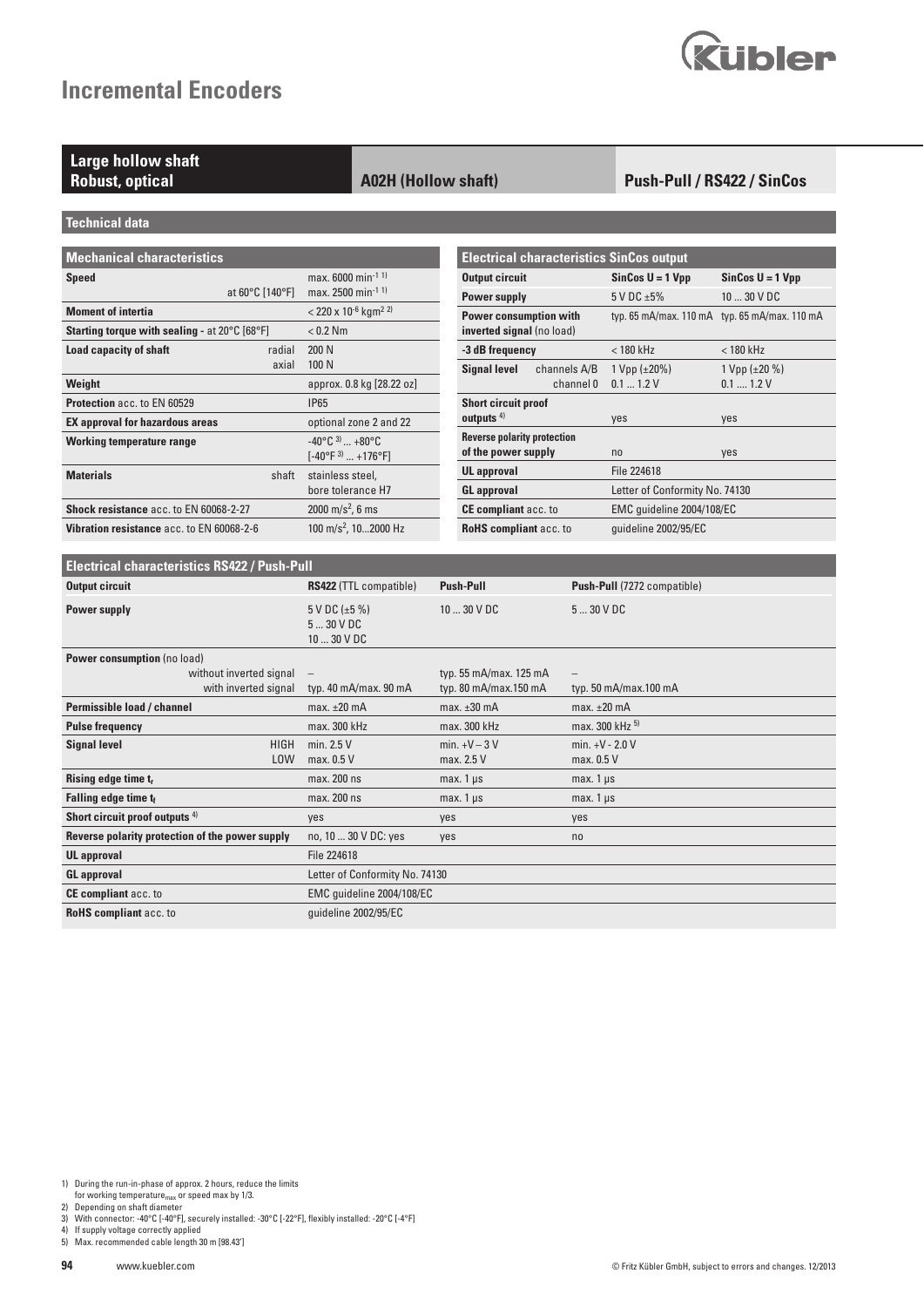# Incremental Encoders

**Large hollow shaft**
**Robust, optical**

**A02H (Hollow shaft)**

**Push-Pull / RS422 / SinCos**

## Technical data

| Mechanical characteristics | | |
|---|---|---|
| **Speed** | | max. 6000 min$^{-1}$ [1] |
| | at 60°C [140°F] | max. 2500 min$^{-1}$ [1] |
| **Moment of intertia** | | < 220 x 10$^{-6}$ kgm$^{2}$ [2] |
| **Starting torque with sealing** - at 20°C [68°F] | | < 0.2 Nm |
| **Load capacity of shaft** | radial | 200 N |
| | axial | 100 N |
| **Weight** | | approx. 0.8 kg [28.22 oz] |
| **Protection** acc. to EN 60529 | | IP65 |
| **EX approval for hazardous areas** | | optional zone 2 and 22 |
| **Working temperature range** | | -40°C [3] ... +80°C [-40°F [3] ... +176°F] |
| **Materials** | shaft | stainless steel, bore tolerance H7 |
| **Shock resistance** acc. to EN 60068-2-27 | | 2000 m/s$^2$, 6 ms |
| **Vibration resistance** acc. to EN 60068-2-6 | | 100 m/s$^2$, 10...2000 Hz |

| Electrical characteristics SinCos output | | | |
|---|---|---|---|
| **Output circuit** | | **SinCos U = 1 Vpp** | **SinCos U = 1 Vpp** |
| **Power supply** | | 5 V DC ±5% | 10 ... 30 V DC |
| **Power consumption with inverted signal** (no load) | | typ. 65 mA/max. 110 mA | typ. 65 mA/max. 110 mA |
| **-3 dB frequency** | | < 180 kHz | < 180 kHz |
| **Signal level** | channels A/B | 1 Vpp (±20%) | 1 Vpp (±20 %) |
| | channel 0 | 0.1 ... 1.2 V | 0.1 .... 1.2 V |
| **Short circuit proof outputs** [4] | | yes | yes |
| **Reverse polarity protection of the power supply** | | no | yes |
| **UL approval** | | File 224618 | |
| **GL approval** | | Letter of Conformity No. 74130 | |
| **CE compliant** acc. to | | EMC guideline 2004/108/EC | |
| **RoHS compliant** acc. to | | guideline 2002/95/EC | |

| Electrical characteristics RS422 / Push-Pull | | | | |
|---|---|---|---|---|
| **Output circuit** | | **RS422** (TTL compatible) | **Push-Pull** | **Push-Pull** (7272 compatible) |
| **Power supply** | | 5 V DC (±5 %)<br>5 ... 30 V DC<br>10 ... 30 V DC | 10 ... 30 V DC | 5 ... 30 V DC |
| **Power consumption** (no load) | without inverted signal | – | typ. 55 mA/max. 125 mA | – |
| | with inverted signal | typ. 40 mA/max. 90 mA | typ. 80 mA/max.150 mA | typ. 50 mA/max.100 mA |
| **Permissible load / channel** | | max. ±20 mA | max. ±30 mA | max. ±20 mA |
| **Pulse frequency** | | max. 300 kHz | max. 300 kHz | max. 300 kHz [5] |
| **Signal level** | HIGH | min. 2.5 V | min. +V – 3 V | min. +V - 2.0 V |
| | LOW | max. 0.5 V | max. 2.5 V | max. 0.5 V |
| **Rising edge time $t_r$** | | max. 200 ns | max. 1 µs | max. 1 µs |
| **Falling edge time $t_f$** | | max. 200 ns | max. 1 µs | max. 1 µs |
| **Short circuit proof outputs** [4] | | yes | yes | yes |
| **Reverse polarity protection of the power supply** | | no, 10 ... 30 V DC: yes | yes | no |
| **UL approval** | | File 224618 | | |
| **GL approval** | | Letter of Conformity No. 74130 | | |
| **CE compliant** acc. to | | EMC guideline 2004/108/EC | | |
| **RoHS compliant** acc. to | | guideline 2002/95/EC | | |

1) During the run-in-phase of approx. 2 hours, reduce the limits for working temperature$_{max}$ or speed max by 1/3.
2) Depending on shaft diameter
3) With connector: -40°C [-40°F], securely installed: -30°C [-22°F], flexibly installed: -20°C [-4°F]
4) If supply voltage correctly applied
5) Max. recommended cable length 30 m [98.43']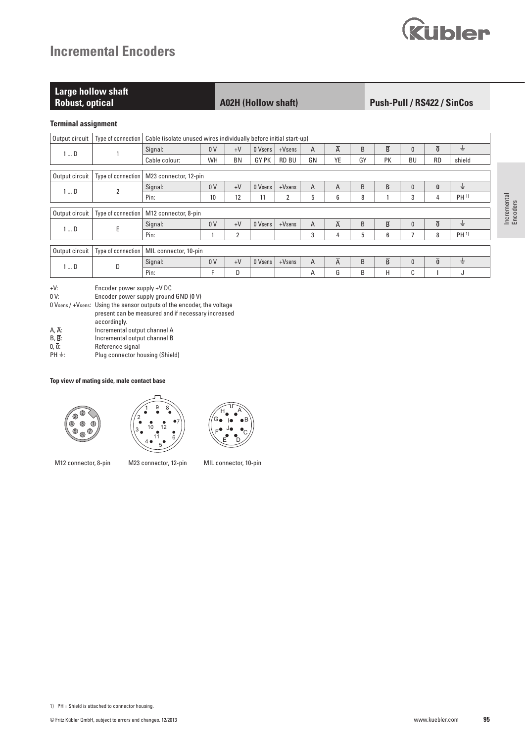# Incremental Encoders

**Large hollow shaft**
**Robust, optical**

**A02H (Hollow shaft)**

**Push-Pull / RS422 / SinCos**

### Terminal assignment

| Output circuit | Type of connection | Cable (isolate unused wires individually before initial start-up) | | | | | | | | | | | |
|---|---|---|---|---|---|---|---|---|---|---|---|---|---|
| 1 ... D | 1 | Signal: | 0 V | +V | 0 Vsens | +Vsens | A | $\overline{A}$ | B | $\overline{B}$ | 0 | $\overline{0}$ | ⏚ |
| | | Cable colour: | WH | BN | GY PK | RD BU | GN | YE | GY | PK | BU | RD | shield |

| Output circuit | Type of connection | M23 connector, 12-pin | | | | | | | | | | | |
|---|---|---|---|---|---|---|---|---|---|---|---|---|---|
| 1 ... D | 2 | Signal: | 0 V | +V | 0 Vsens | +Vsens | A | $\overline{A}$ | B | $\overline{B}$ | 0 | $\overline{0}$ | ⏚ |
| | | Pin: | 10 | 12 | 11 | 2 | 5 | 6 | 8 | 1 | 3 | 4 | PH [1] |

| Output circuit | Type of connection | M12 connector, 8-pin | | | | | | | | | | | |
|---|---|---|---|---|---|---|---|---|---|---|---|---|---|
| 1 ... D | E | Signal: | 0 V | +V | 0 Vsens | +Vsens | A | $\overline{A}$ | B | $\overline{B}$ | 0 | $\overline{0}$ | ⏚ |
| | | Pin: | 1 | 2 | | | 3 | 4 | 5 | 6 | 7 | 8 | PH [1] |

| Output circuit | Type of connection | MIL connector, 10-pin | | | | | | | | | | | |
|---|---|---|---|---|---|---|---|---|---|---|---|---|---|
| 1 ... D | D | Signal: | 0 V | +V | 0 Vsens | +Vsens | A | $\overline{A}$ | B | $\overline{B}$ | 0 | $\overline{0}$ | ⏚ |
| | | Pin: | F | D | | | A | G | B | H | C | I | J |

+V: Encoder power supply +V DC
0 V: Encoder power supply ground GND (0 V)
0 Vsens / +Vsens: Using the sensor outputs of the encoder, the voltage present can be measured and if necessary increased accordingly.
A, $\overline{A}$: Incremental output channel A
B, $\overline{B}$: Incremental output channel B
0, $\overline{0}$: Reference signal
PH ⏚: Plug connector housing (Shield)

**Top view of mating side, male contact base**

M12 connector, 8-pin    M23 connector, 12-pin    MIL connector, 10-pin

1) PH = Shield is attached to connector housing.

© Fritz Kübler GmbH, subject to errors and changes. 12/2013    www.kuebler.com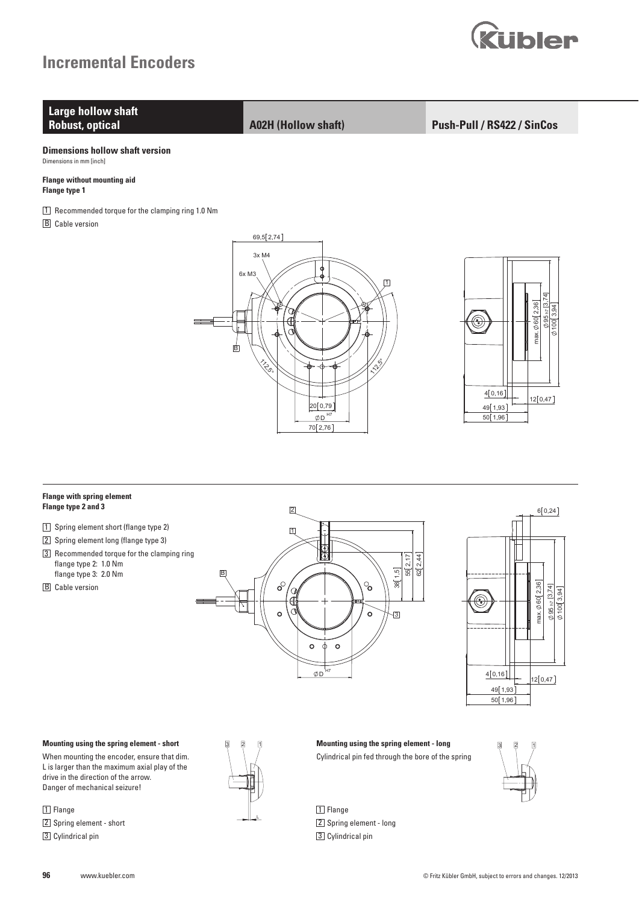# Incremental Encoders

**Large hollow shaft**
**Robust, optical**

**A02H (Hollow shaft)**

**Push-Pull / RS422 / SinCos**

### Dimensions hollow shaft version

Dimensions in mm [inch]

**Flange without mounting aid**
**Flange type 1**

1 Recommended torque for the clamping ring 1.0 Nm

B Cable version

**Flange with spring element**
**Flange type 2 and 3**

1 Spring element short (flange type 2)

2 Spring element long (flange type 3)

3 Recommended torque for the clamping ring
flange type 2: 1.0 Nm
flange type 3: 2.0 Nm

B Cable version

**Mounting using the spring element - short**

When mounting the encoder, ensure that dim. L is larger than the maximum axial play of the drive in the direction of the arrow.
Danger of mechanical seizure!

1 Flange

2 Spring element - short

3 Cylindrical pin

**Mounting using the spring element - long**

Cylindrical pin fed through the bore of the spring

1 Flange

2 Spring element - long

3 Cylindrical pin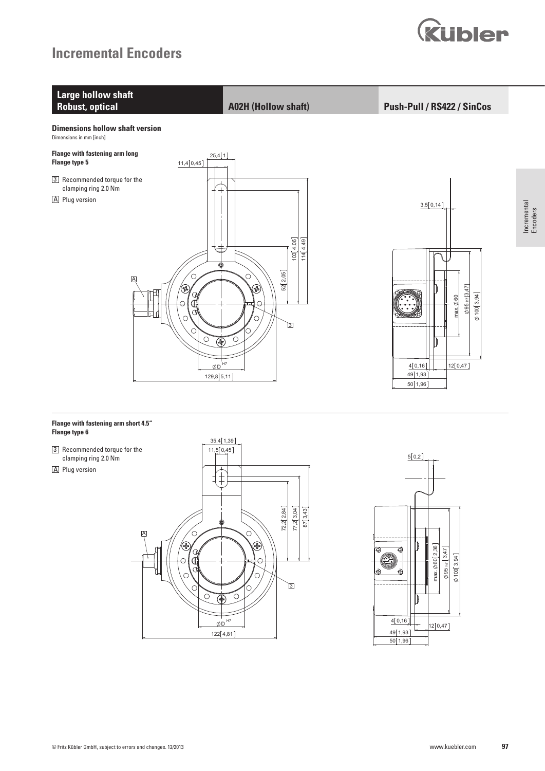# Incremental Encoders

**Large hollow shaft**
**Robust, optical**

**A02H (Hollow shaft)**

**Push-Pull / RS422 / SinCos**

### Dimensions hollow shaft version

Dimensions in mm [inch]

**Flange with fastening arm long**
**Flange type 5**

3 Recommended torque for the clamping ring 2.0 Nm

A Plug version

25,4 [1]
11,4 [0,45]
103 [4,06]
114 [4,49]
52 [2,05]
ØD H7
129,8 [5,11]
3,5 [0,14]
max. Ø60
Ø95 h7 [3,47]
Ø100 [3,94]
4 [0,16]
12 [0,47]
49 [1,93]
50 [1,96]

**Flange with fastening arm short 4.5"**
**Flange type 6**

3 Recommended torque for the clamping ring 2.0 Nm

A Plug version

35,4 [1,39]
11,5 [0,45]
72,2 [2,84]
77,2 [3,04]
87 [3,43]
ØD H7
122 [4,81]
5 [0,2]
max. Ø60 [2,36]
Ø95 h7 [3,47]
Ø100 [3,94]
4 [0,16]
12 [0,47]
49 [1,93]
50 [1,96]

© Fritz Kübler GmbH, subject to errors and changes. 12/2013

www.kuebler.com